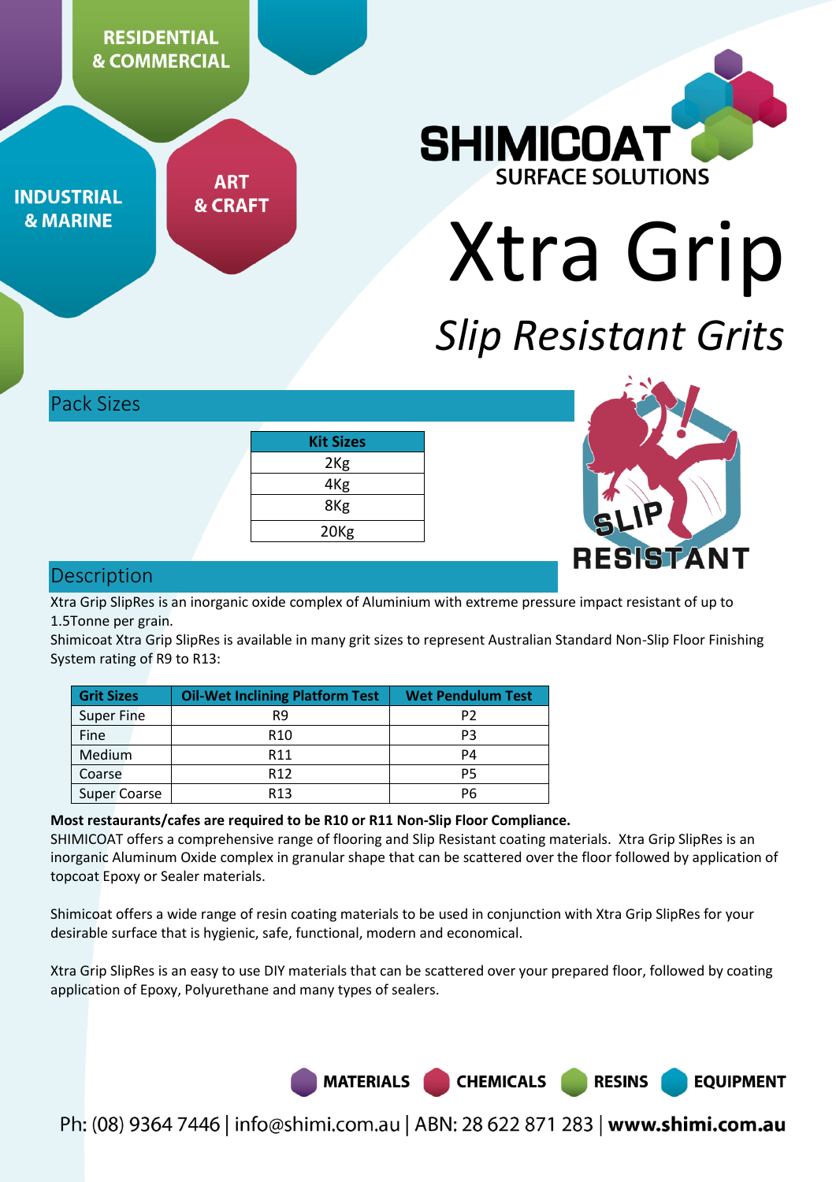RESIDENTIAL & COMMERCIAL

INDUSTRIAL & MARINE

ART & CRAFT

SHIMICOAT SURFACE SOLUTIONS

# Xtra Grip

## *Slip Resistant Grits*

## Pack Sizes

| Kit Sizes |
|---|
| 2Kg |
| 4Kg |
| 8Kg |
| 20Kg |

SLIP RESISTANT

## Description

Xtra Grip SlipRes is an inorganic oxide complex of Aluminium with extreme pressure impact resistant of up to 1.5Tonne per grain.

Shimicoat Xtra Grip SlipRes is available in many grit sizes to represent Australian Standard Non-Slip Floor Finishing System rating of R9 to R13:

| Grit Sizes | Oil-Wet Inclining Platform Test | Wet Pendulum Test |
|---|---|---|
| Super Fine | R9 | P2 |
| Fine | R10 | P3 |
| Medium | R11 | P4 |
| Coarse | R12 | P5 |
| Super Coarse | R13 | P6 |

**Most restaurants/cafes are required to be R10 or R11 Non-Slip Floor Compliance.**

SHIMICOAT offers a comprehensive range of flooring and Slip Resistant coating materials. Xtra Grip SlipRes is an inorganic Aluminum Oxide complex in granular shape that can be scattered over the floor followed by application of topcoat Epoxy or Sealer materials.

Shimicoat offers a wide range of resin coating materials to be used in conjunction with Xtra Grip SlipRes for your desirable surface that is hygienic, safe, functional, modern and economical.

Xtra Grip SlipRes is an easy to use DIY materials that can be scattered over your prepared floor, followed by coating application of Epoxy, Polyurethane and many types of sealers.

MATERIALS CHEMICALS RESINS EQUIPMENT

Ph: (08) 9364 7446 | info@shimi.com.au | ABN: 28 622 871 283 | **www.shimi.com.au**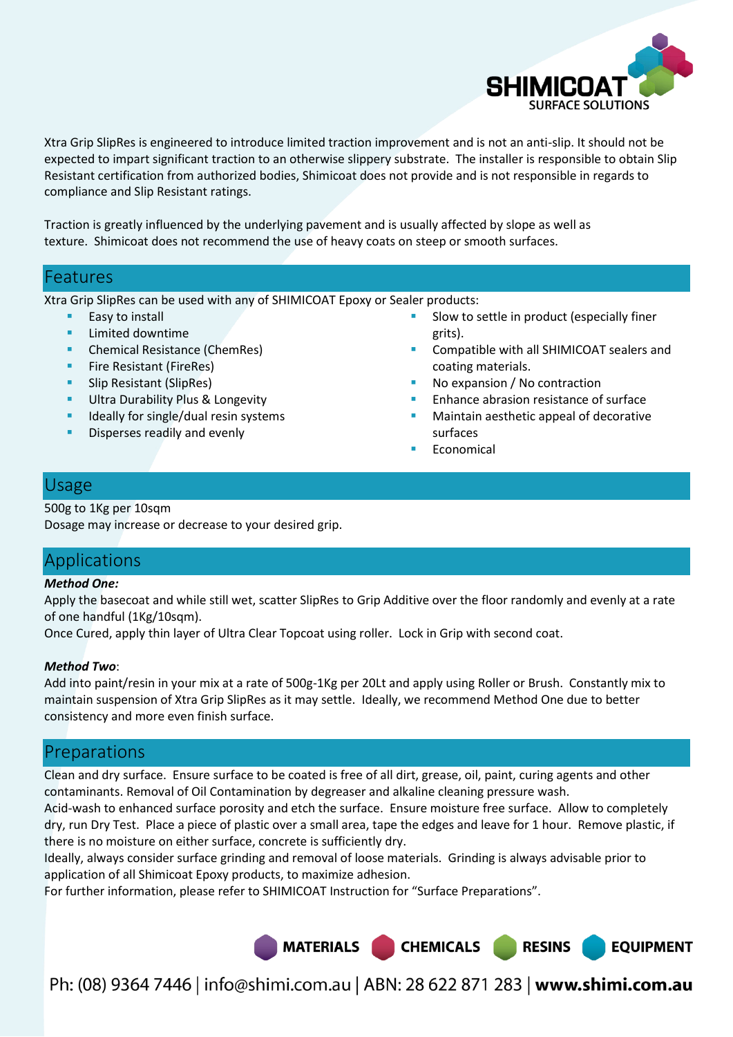Xtra Grip SlipRes is engineered to introduce limited traction improvement and is not an anti-slip. It should not be expected to impart significant traction to an otherwise slippery substrate. The installer is responsible to obtain Slip Resistant certification from authorized bodies, Shimicoat does not provide and is not responsible in regards to compliance and Slip Resistant ratings.

Traction is greatly influenced by the underlying pavement and is usually affected by slope as well as texture. Shimicoat does not recommend the use of heavy coats on steep or smooth surfaces.

## Features

Xtra Grip SlipRes can be used with any of SHIMICOAT Epoxy or Sealer products:

- Easy to install
- Limited downtime
- Chemical Resistance (ChemRes)
- Fire Resistant (FireRes)
- Slip Resistant (SlipRes)
- Ultra Durability Plus & Longevity
- Ideally for single/dual resin systems
- Disperses readily and evenly
- Slow to settle in product (especially finer grits).
- Compatible with all SHIMICOAT sealers and coating materials.
- No expansion / No contraction
- Enhance abrasion resistance of surface
- Maintain aesthetic appeal of decorative surfaces
- Economical

## Usage

500g to 1Kg per 10sqm
Dosage may increase or decrease to your desired grip.

## Applications

***Method One:***
Apply the basecoat and while still wet, scatter SlipRes to Grip Additive over the floor randomly and evenly at a rate of one handful (1Kg/10sqm).
Once Cured, apply thin layer of Ultra Clear Topcoat using roller. Lock in Grip with second coat.

***Method Two***:
Add into paint/resin in your mix at a rate of 500g-1Kg per 20Lt and apply using Roller or Brush. Constantly mix to maintain suspension of Xtra Grip SlipRes as it may settle. Ideally, we recommend Method One due to better consistency and more even finish surface.

## Preparations

Clean and dry surface. Ensure surface to be coated is free of all dirt, grease, oil, paint, curing agents and other contaminants. Removal of Oil Contamination by degreaser and alkaline cleaning pressure wash.
Acid-wash to enhanced surface porosity and etch the surface. Ensure moisture free surface. Allow to completely dry, run Dry Test. Place a piece of plastic over a small area, tape the edges and leave for 1 hour. Remove plastic, if there is no moisture on either surface, concrete is sufficiently dry.
Ideally, always consider surface grinding and removal of loose materials. Grinding is always advisable prior to application of all Shimicoat Epoxy products, to maximize adhesion.
For further information, please refer to SHIMICOAT Instruction for "Surface Preparations".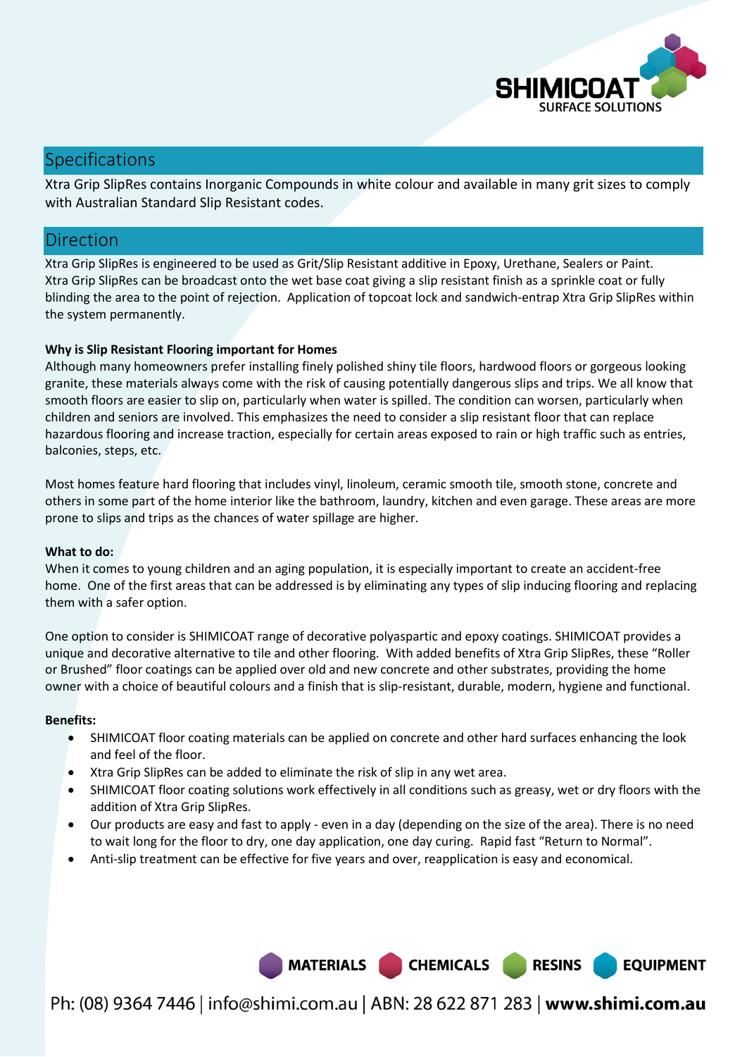## Specifications

Xtra Grip SlipRes contains Inorganic Compounds in white colour and available in many grit sizes to comply with Australian Standard Slip Resistant codes.

## Direction

Xtra Grip SlipRes is engineered to be used as Grit/Slip Resistant additive in Epoxy, Urethane, Sealers or Paint. Xtra Grip SlipRes can be broadcast onto the wet base coat giving a slip resistant finish as a sprinkle coat or fully blinding the area to the point of rejection. Application of topcoat lock and sandwich-entrap Xtra Grip SlipRes within the system permanently.

**Why is Slip Resistant Flooring important for Homes**

Although many homeowners prefer installing finely polished shiny tile floors, hardwood floors or gorgeous looking granite, these materials always come with the risk of causing potentially dangerous slips and trips. We all know that smooth floors are easier to slip on, particularly when water is spilled. The condition can worsen, particularly when children and seniors are involved. This emphasizes the need to consider a slip resistant floor that can replace hazardous flooring and increase traction, especially for certain areas exposed to rain or high traffic such as entries, balconies, steps, etc.

Most homes feature hard flooring that includes vinyl, linoleum, ceramic smooth tile, smooth stone, concrete and others in some part of the home interior like the bathroom, laundry, kitchen and even garage. These areas are more prone to slips and trips as the chances of water spillage are higher.

**What to do:**

When it comes to young children and an aging population, it is especially important to create an accident-free home. One of the first areas that can be addressed is by eliminating any types of slip inducing flooring and replacing them with a safer option.

One option to consider is SHIMICOAT range of decorative polyaspartic and epoxy coatings. SHIMICOAT provides a unique and decorative alternative to tile and other flooring. With added benefits of Xtra Grip SlipRes, these "Roller or Brushed" floor coatings can be applied over old and new concrete and other substrates, providing the home owner with a choice of beautiful colours and a finish that is slip-resistant, durable, modern, hygiene and functional.

**Benefits:**

- SHIMICOAT floor coating materials can be applied on concrete and other hard surfaces enhancing the look and feel of the floor.
- Xtra Grip SlipRes can be added to eliminate the risk of slip in any wet area.
- SHIMICOAT floor coating solutions work effectively in all conditions such as greasy, wet or dry floors with the addition of Xtra Grip SlipRes.
- Our products are easy and fast to apply - even in a day (depending on the size of the area). There is no need to wait long for the floor to dry, one day application, one day curing. Rapid fast "Return to Normal".
- Anti-slip treatment can be effective for five years and over, reapplication is easy and economical.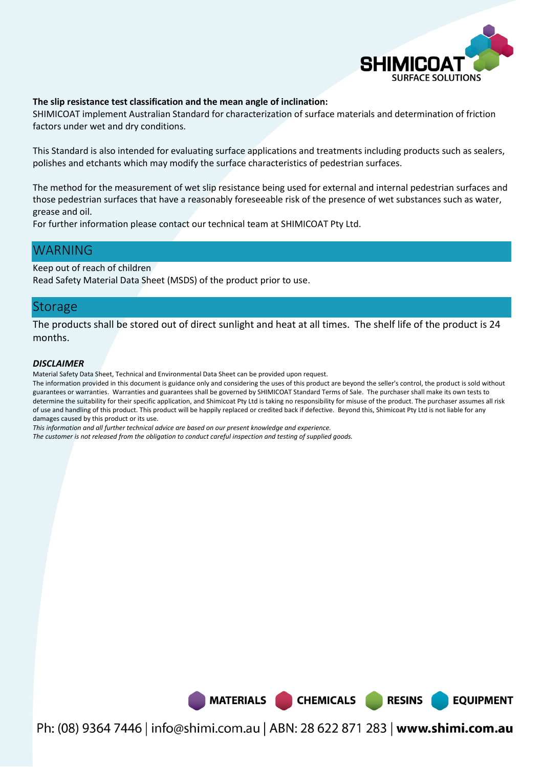**The slip resistance test classification and the mean angle of inclination:**

SHIMICOAT implement Australian Standard for characterization of surface materials and determination of friction factors under wet and dry conditions.

This Standard is also intended for evaluating surface applications and treatments including products such as sealers, polishes and etchants which may modify the surface characteristics of pedestrian surfaces.

The method for the measurement of wet slip resistance being used for external and internal pedestrian surfaces and those pedestrian surfaces that have a reasonably foreseeable risk of the presence of wet substances such as water, grease and oil.

For further information please contact our technical team at SHIMICOAT Pty Ltd.

## WARNING

Keep out of reach of children

Read Safety Material Data Sheet (MSDS) of the product prior to use.

## Storage

The products shall be stored out of direct sunlight and heat at all times. The shelf life of the product is 24 months.

***DISCLAIMER***

Material Safety Data Sheet, Technical and Environmental Data Sheet can be provided upon request.

The information provided in this document is guidance only and considering the uses of this product are beyond the seller's control, the product is sold without guarantees or warranties. Warranties and guarantees shall be governed by SHIMICOAT Standard Terms of Sale. The purchaser shall make its own tests to determine the suitability for their specific application, and Shimicoat Pty Ltd is taking no responsibility for misuse of the product. The purchaser assumes all risk of use and handling of this product. This product will be happily replaced or credited back if defective. Beyond this, Shimicoat Pty Ltd is not liable for any damages caused by this product or its use.

*This information and all further technical advice are based on our present knowledge and experience.*

*The customer is not released from the obligation to conduct careful inspection and testing of supplied goods.*